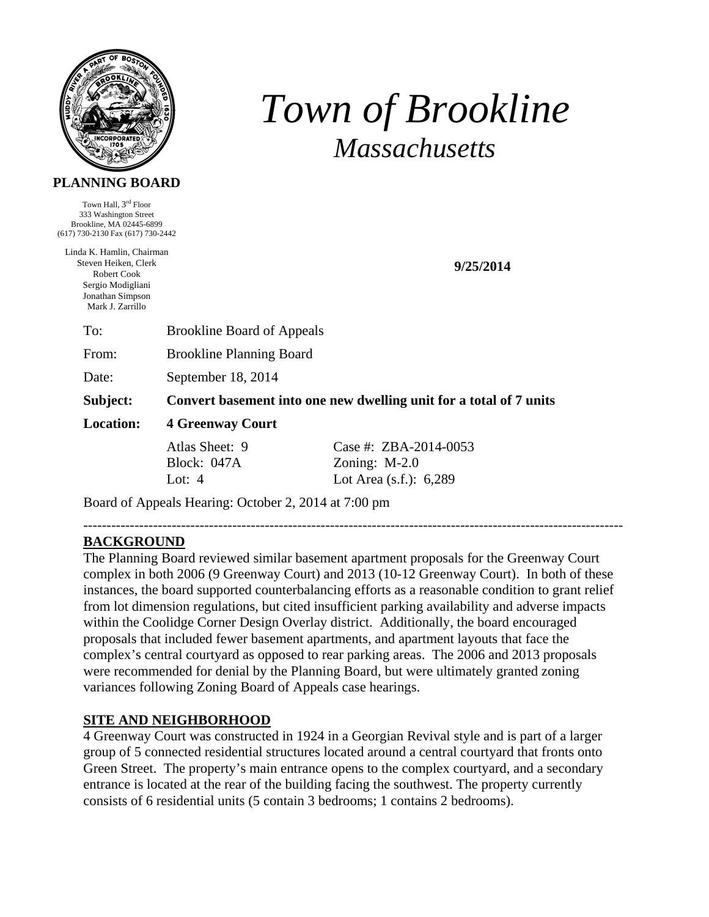# *Town of Brookline*
## *Massachusetts*

**PLANNING BOARD**

Town Hall, 3rd Floor
333 Washington Street
Brookline, MA 02445-6899
(617) 730-2130 Fax (617) 730-2442

Linda K. Hamlin, Chairman
Steven Heiken, Clerk
Robert Cook
Sergio Modigliani
Jonathan Simpson
Mark J. Zarrillo

**9/25/2014**

| | |
|---|---|
| To: | Brookline Board of Appeals |
| From: | Brookline Planning Board |
| Date: | September 18, 2014 |
| **Subject:** | **Convert basement into one new dwelling unit for a total of 7 units** |
| **Location:** | **4 Greenway Court** |

| | |
|---|---|
| Atlas Sheet: 9 | Case #: ZBA-2014-0053 |
| Block: 047A | Zoning: M-2.0 |
| Lot: 4 | Lot Area (s.f.): 6,289 |

Board of Appeals Hearing: October 2, 2014 at 7:00 pm

---

**BACKGROUND**

The Planning Board reviewed similar basement apartment proposals for the Greenway Court complex in both 2006 (9 Greenway Court) and 2013 (10-12 Greenway Court). In both of these instances, the board supported counterbalancing efforts as a reasonable condition to grant relief from lot dimension regulations, but cited insufficient parking availability and adverse impacts within the Coolidge Corner Design Overlay district. Additionally, the board encouraged proposals that included fewer basement apartments, and apartment layouts that face the complex's central courtyard as opposed to rear parking areas. The 2006 and 2013 proposals were recommended for denial by the Planning Board, but were ultimately granted zoning variances following Zoning Board of Appeals case hearings.

**SITE AND NEIGHBORHOOD**

4 Greenway Court was constructed in 1924 in a Georgian Revival style and is part of a larger group of 5 connected residential structures located around a central courtyard that fronts onto Green Street. The property's main entrance opens to the complex courtyard, and a secondary entrance is located at the rear of the building facing the southwest. The property currently consists of 6 residential units (5 contain 3 bedrooms; 1 contains 2 bedrooms).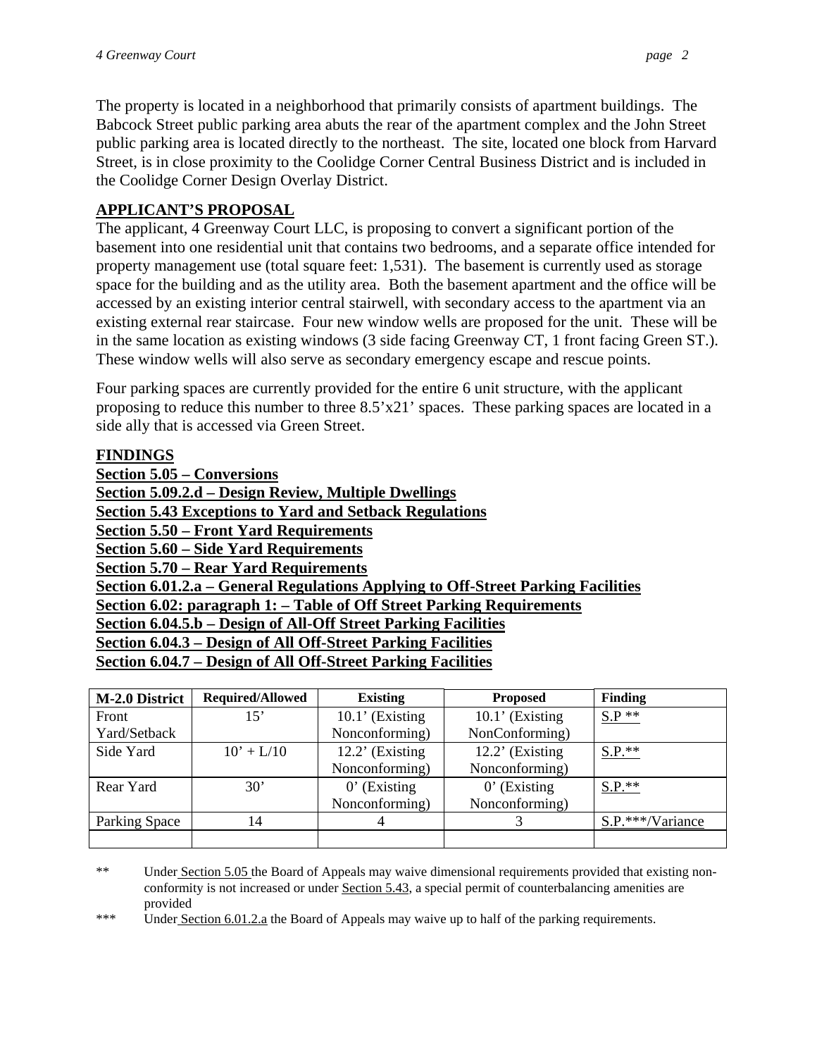The property is located in a neighborhood that primarily consists of apartment buildings. The Babcock Street public parking area abuts the rear of the apartment complex and the John Street public parking area is located directly to the northeast. The site, located one block from Harvard Street, is in close proximity to the Coolidge Corner Central Business District and is included in the Coolidge Corner Design Overlay District.

## APPLICANT'S PROPOSAL

The applicant, 4 Greenway Court LLC, is proposing to convert a significant portion of the basement into one residential unit that contains two bedrooms, and a separate office intended for property management use (total square feet: 1,531). The basement is currently used as storage space for the building and as the utility area. Both the basement apartment and the office will be accessed by an existing interior central stairwell, with secondary access to the apartment via an existing external rear staircase. Four new window wells are proposed for the unit. These will be in the same location as existing windows (3 side facing Greenway CT, 1 front facing Green ST.). These window wells will also serve as secondary emergency escape and rescue points.

Four parking spaces are currently provided for the entire 6 unit structure, with the applicant proposing to reduce this number to three 8.5'x21' spaces. These parking spaces are located in a side ally that is accessed via Green Street.

## FINDINGS

**Section 5.05 – Conversions**
**Section 5.09.2.d – Design Review, Multiple Dwellings**
**Section 5.43 Exceptions to Yard and Setback Regulations**
**Section 5.50 – Front Yard Requirements**
**Section 5.60 – Side Yard Requirements**
**Section 5.70 – Rear Yard Requirements**
**Section 6.01.2.a – General Regulations Applying to Off-Street Parking Facilities**
**Section 6.02: paragraph 1: – Table of Off Street Parking Requirements**
**Section 6.04.5.b – Design of All-Off Street Parking Facilities**
**Section 6.04.3 – Design of All Off-Street Parking Facilities**
**Section 6.04.7 – Design of All Off-Street Parking Facilities**

| M-2.0 District | Required/Allowed | Existing | Proposed | Finding |
|---|---|---|---|---|
| Front Yard/Setback | 15' | 10.1' (Existing NonConforming) | 10.1' (Existing NonConforming) | S.P ** |
| Side Yard | 10' + L/10 | 12.2' (Existing Nonconforming) | 12.2' (Existing Nonconforming) | S.P.** |
| Rear Yard | 30' | 0' (Existing Nonconforming) | 0' (Existing Nonconforming) | S.P.** |
| Parking Space | 14 | 4 | 3 | S.P.***/Variance |
| | | | | |

** Under Section 5.05 the Board of Appeals may waive dimensional requirements provided that existing non-conformity is not increased or under Section 5.43, a special permit of counterbalancing amenities are provided

*** Under Section 6.01.2.a the Board of Appeals may waive up to half of the parking requirements.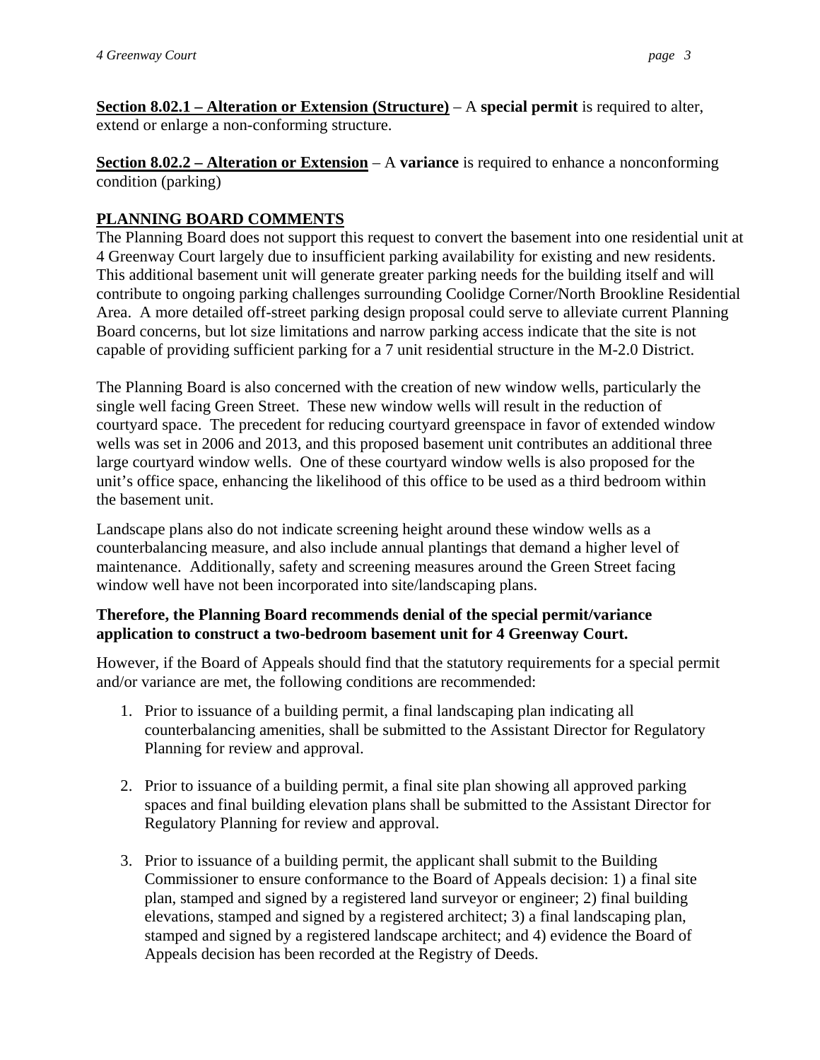**<u>Section 8.02.1 – Alteration or Extension (Structure)</u>** – A **special permit** is required to alter, extend or enlarge a non-conforming structure.

**<u>Section 8.02.2 – Alteration or Extension</u>** – A **variance** is required to enhance a nonconforming condition (parking)

## <u>PLANNING BOARD COMMENTS</u>

The Planning Board does not support this request to convert the basement into one residential unit at 4 Greenway Court largely due to insufficient parking availability for existing and new residents. This additional basement unit will generate greater parking needs for the building itself and will contribute to ongoing parking challenges surrounding Coolidge Corner/North Brookline Residential Area. A more detailed off-street parking design proposal could serve to alleviate current Planning Board concerns, but lot size limitations and narrow parking access indicate that the site is not capable of providing sufficient parking for a 7 unit residential structure in the M-2.0 District.

The Planning Board is also concerned with the creation of new window wells, particularly the single well facing Green Street. These new window wells will result in the reduction of courtyard space. The precedent for reducing courtyard greenspace in favor of extended window wells was set in 2006 and 2013, and this proposed basement unit contributes an additional three large courtyard window wells. One of these courtyard window wells is also proposed for the unit's office space, enhancing the likelihood of this office to be used as a third bedroom within the basement unit.

Landscape plans also do not indicate screening height around these window wells as a counterbalancing measure, and also include annual plantings that demand a higher level of maintenance. Additionally, safety and screening measures around the Green Street facing window well have not been incorporated into site/landscaping plans.

**Therefore, the Planning Board recommends denial of the special permit/variance application to construct a two-bedroom basement unit for 4 Greenway Court.**

However, if the Board of Appeals should find that the statutory requirements for a special permit and/or variance are met, the following conditions are recommended:

1. Prior to issuance of a building permit, a final landscaping plan indicating all counterbalancing amenities, shall be submitted to the Assistant Director for Regulatory Planning for review and approval.

2. Prior to issuance of a building permit, a final site plan showing all approved parking spaces and final building elevation plans shall be submitted to the Assistant Director for Regulatory Planning for review and approval.

3. Prior to issuance of a building permit, the applicant shall submit to the Building Commissioner to ensure conformance to the Board of Appeals decision: 1) a final site plan, stamped and signed by a registered land surveyor or engineer; 2) final building elevations, stamped and signed by a registered architect; 3) a final landscaping plan, stamped and signed by a registered landscape architect; and 4) evidence the Board of Appeals decision has been recorded at the Registry of Deeds.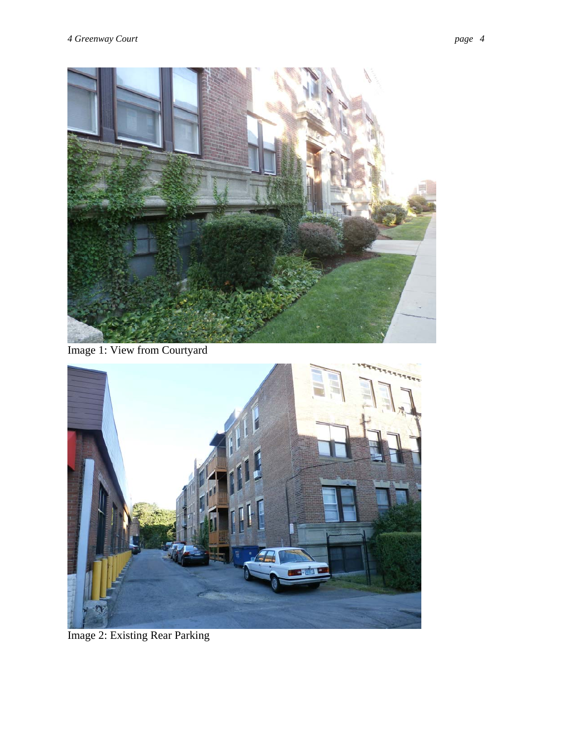Image 1: View from Courtyard

Image 2: Existing Rear Parking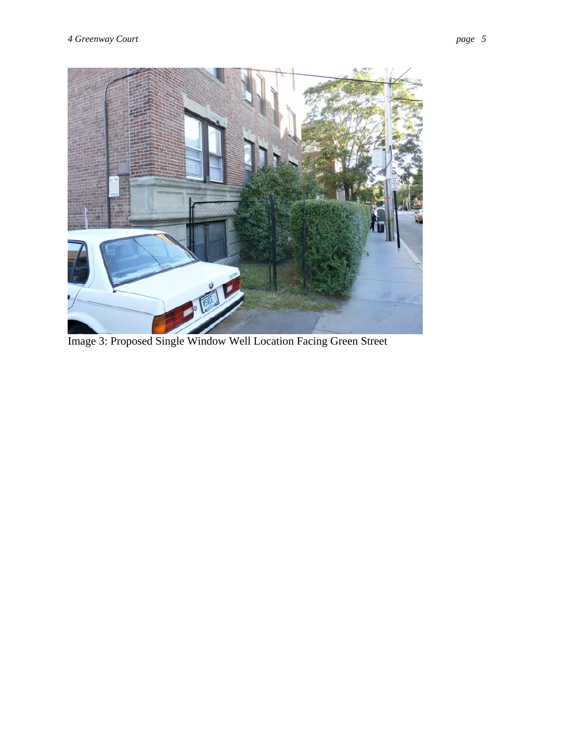Image 3: Proposed Single Window Well Location Facing Green Street